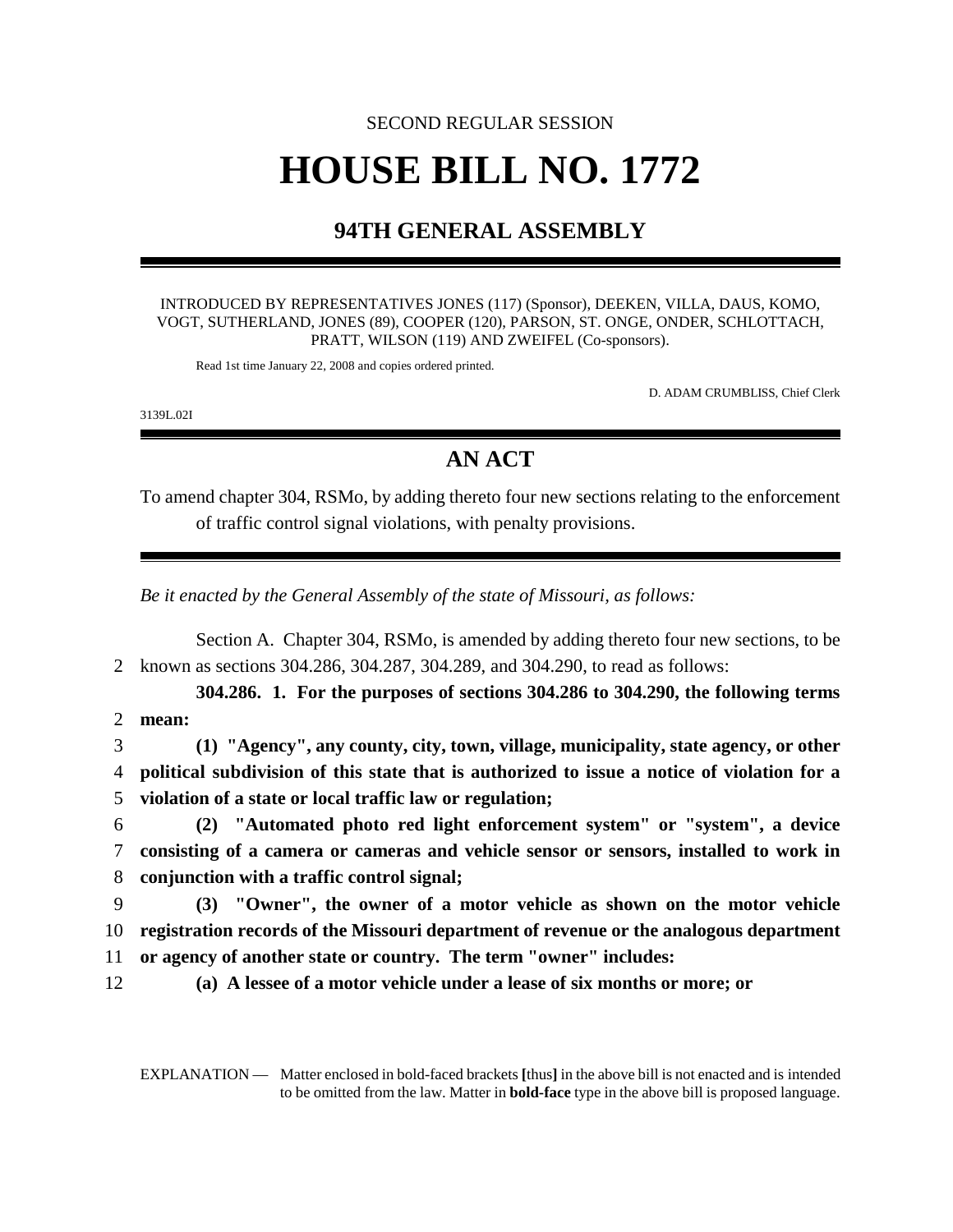SECOND REGULAR SESSION

# HOUSE BILL NO. 1772

## 94TH GENERAL ASSEMBLY

INTRODUCED BY REPRESENTATIVES JONES (117) (Sponsor), DEEKEN, VILLA, DAUS, KOMO, VOGT, SUTHERLAND, JONES (89), COOPER (120), PARSON, ST. ONGE, ONDER, SCHLOTTACH, PRATT, WILSON (119) AND ZWEIFEL (Co-sponsors).

Read 1st time January 22, 2008 and copies ordered printed.

D. ADAM CRUMBLISS, Chief Clerk

3139L.02I

## AN ACT

To amend chapter 304, RSMo, by adding thereto four new sections relating to the enforcement of traffic control signal violations, with penalty provisions.

*Be it enacted by the General Assembly of the state of Missouri, as follows:*

Section A. Chapter 304, RSMo, is amended by adding thereto four new sections, to be
2 known as sections 304.286, 304.287, 304.289, and 304.290, to read as follows:

**304.286. 1. For the purposes of sections 304.286 to 304.290, the following terms**
2 **mean:**
3 **(1) "Agency", any county, city, town, village, municipality, state agency, or other**
4 **political subdivision of this state that is authorized to issue a notice of violation for a**
5 **violation of a state or local traffic law or regulation;**
6 **(2) "Automated photo red light enforcement system" or "system", a device**
7 **consisting of a camera or cameras and vehicle sensor or sensors, installed to work in**
8 **conjunction with a traffic control signal;**
9 **(3) "Owner", the owner of a motor vehicle as shown on the motor vehicle**
10 **registration records of the Missouri department of revenue or the analogous department**
11 **or agency of another state or country. The term "owner" includes:**
12 **(a) A lessee of a motor vehicle under a lease of six months or more; or**

EXPLANATION — Matter enclosed in bold-faced brackets **[**thus**]** in the above bill is not enacted and is intended to be omitted from the law. Matter in **bold-face** type in the above bill is proposed language.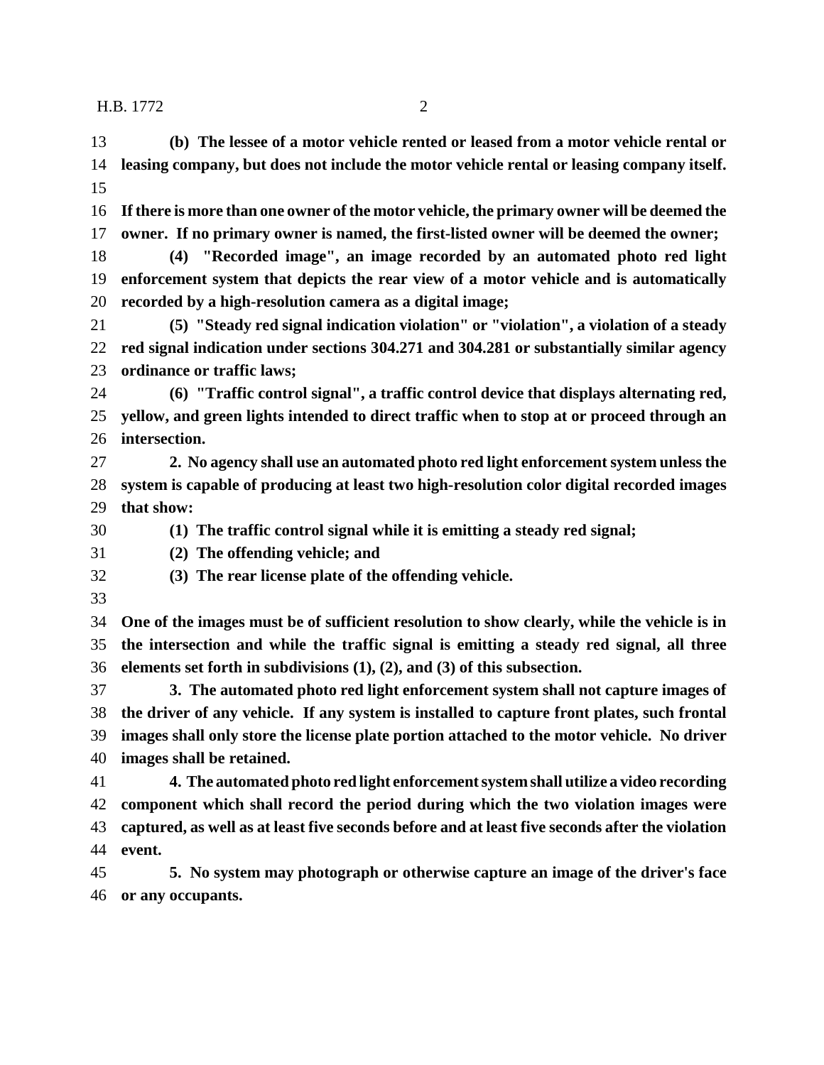**(b) The lessee of a motor vehicle rented or leased from a motor vehicle rental or leasing company, but does not include the motor vehicle rental or leasing company itself.**

**If there is more than one owner of the motor vehicle, the primary owner will be deemed the owner. If no primary owner is named, the first-listed owner will be deemed the owner;**

**(4) "Recorded image", an image recorded by an automated photo red light enforcement system that depicts the rear view of a motor vehicle and is automatically recorded by a high-resolution camera as a digital image;**

**(5) "Steady red signal indication violation" or "violation", a violation of a steady red signal indication under sections 304.271 and 304.281 or substantially similar agency ordinance or traffic laws;**

**(6) "Traffic control signal", a traffic control device that displays alternating red, yellow, and green lights intended to direct traffic when to stop at or proceed through an intersection.**

**2. No agency shall use an automated photo red light enforcement system unless the system is capable of producing at least two high-resolution color digital recorded images that show:**

**(1) The traffic control signal while it is emitting a steady red signal;**

**(2) The offending vehicle; and**

**(3) The rear license plate of the offending vehicle.**

**One of the images must be of sufficient resolution to show clearly, while the vehicle is in the intersection and while the traffic signal is emitting a steady red signal, all three elements set forth in subdivisions (1), (2), and (3) of this subsection.**

**3. The automated photo red light enforcement system shall not capture images of the driver of any vehicle. If any system is installed to capture front plates, such frontal images shall only store the license plate portion attached to the motor vehicle. No driver images shall be retained.**

**4. The automated photo red light enforcement system shall utilize a video recording component which shall record the period during which the two violation images were captured, as well as at least five seconds before and at least five seconds after the violation event.**

**5. No system may photograph or otherwise capture an image of the driver's face or any occupants.**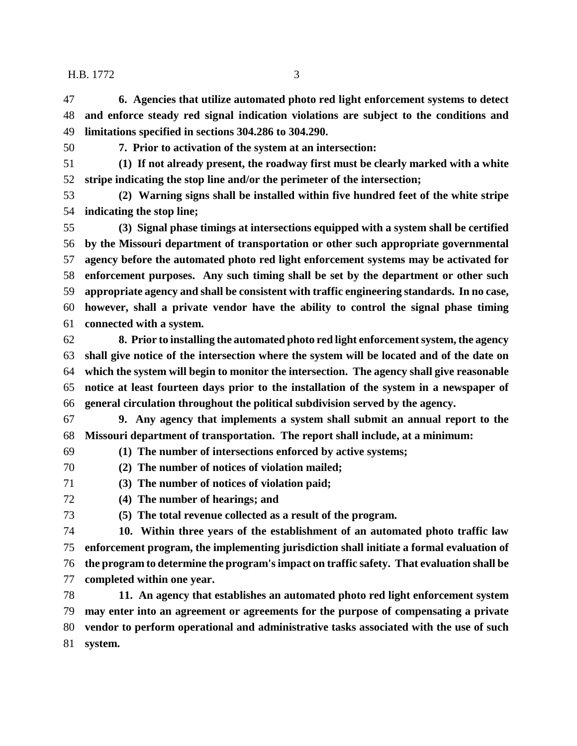**6. Agencies that utilize automated photo red light enforcement systems to detect and enforce steady red signal indication violations are subject to the conditions and limitations specified in sections 304.286 to 304.290.**

**7. Prior to activation of the system at an intersection:**

**(1) If not already present, the roadway first must be clearly marked with a white stripe indicating the stop line and/or the perimeter of the intersection;**

**(2) Warning signs shall be installed within five hundred feet of the white stripe indicating the stop line;**

**(3) Signal phase timings at intersections equipped with a system shall be certified by the Missouri department of transportation or other such appropriate governmental agency before the automated photo red light enforcement systems may be activated for enforcement purposes. Any such timing shall be set by the department or other such appropriate agency and shall be consistent with traffic engineering standards. In no case, however, shall a private vendor have the ability to control the signal phase timing connected with a system.**

**8. Prior to installing the automated photo red light enforcement system, the agency shall give notice of the intersection where the system will be located and of the date on which the system will begin to monitor the intersection. The agency shall give reasonable notice at least fourteen days prior to the installation of the system in a newspaper of general circulation throughout the political subdivision served by the agency.**

**9. Any agency that implements a system shall submit an annual report to the Missouri department of transportation. The report shall include, at a minimum:**

**(1) The number of intersections enforced by active systems;**

**(2) The number of notices of violation mailed;**

**(3) The number of notices of violation paid;**

**(4) The number of hearings; and**

**(5) The total revenue collected as a result of the program.**

**10. Within three years of the establishment of an automated photo traffic law enforcement program, the implementing jurisdiction shall initiate a formal evaluation of the program to determine the program's impact on traffic safety. That evaluation shall be completed within one year.**

**11. An agency that establishes an automated photo red light enforcement system may enter into an agreement or agreements for the purpose of compensating a private vendor to perform operational and administrative tasks associated with the use of such system.**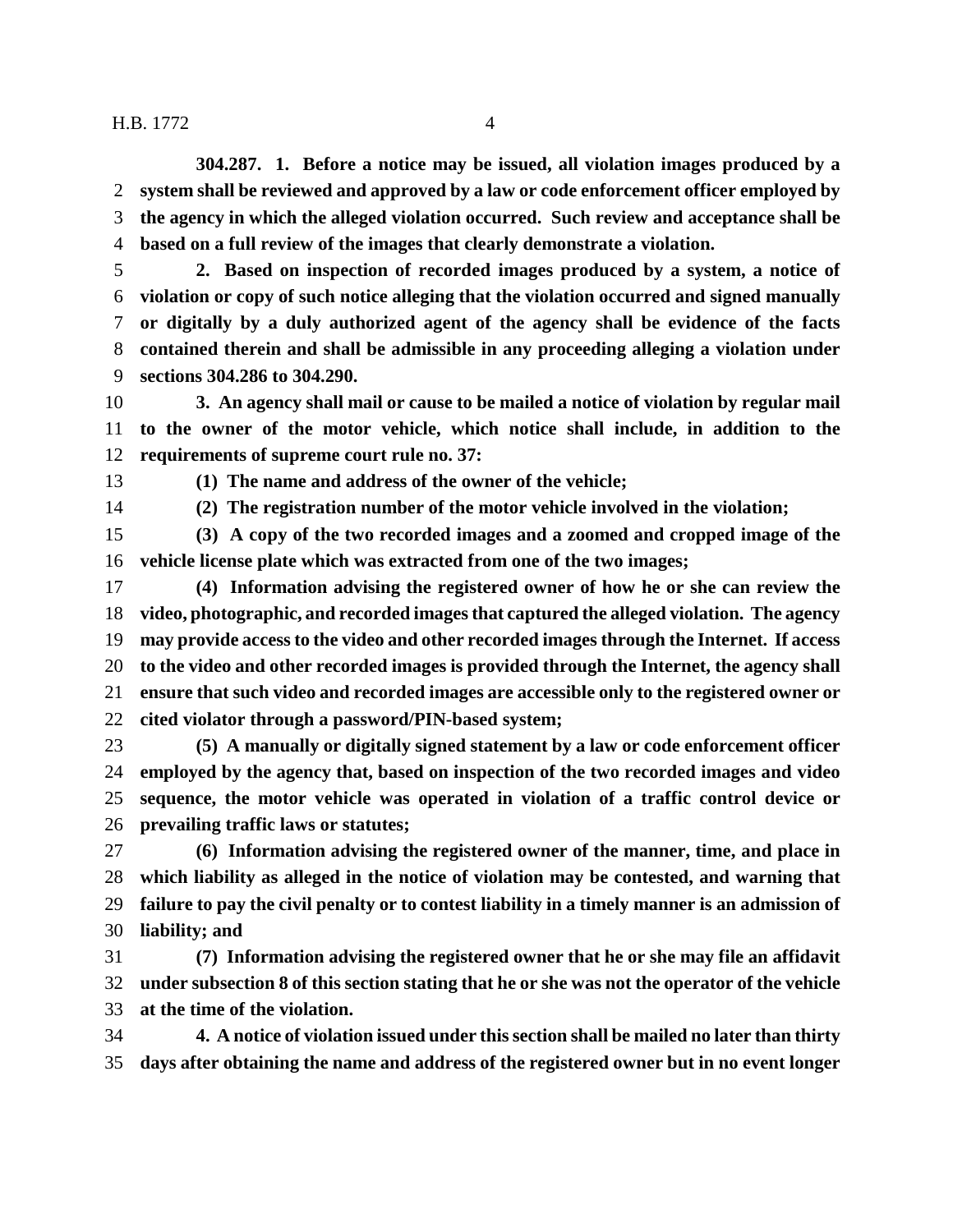**304.287. 1. Before a notice may be issued, all violation images produced by a system shall be reviewed and approved by a law or code enforcement officer employed by the agency in which the alleged violation occurred. Such review and acceptance shall be based on a full review of the images that clearly demonstrate a violation.**

**2. Based on inspection of recorded images produced by a system, a notice of violation or copy of such notice alleging that the violation occurred and signed manually or digitally by a duly authorized agent of the agency shall be evidence of the facts contained therein and shall be admissible in any proceeding alleging a violation under sections 304.286 to 304.290.**

**3. An agency shall mail or cause to be mailed a notice of violation by regular mail to the owner of the motor vehicle, which notice shall include, in addition to the requirements of supreme court rule no. 37:**

**(1) The name and address of the owner of the vehicle;**

**(2) The registration number of the motor vehicle involved in the violation;**

**(3) A copy of the two recorded images and a zoomed and cropped image of the vehicle license plate which was extracted from one of the two images;**

**(4) Information advising the registered owner of how he or she can review the video, photographic, and recorded images that captured the alleged violation. The agency may provide access to the video and other recorded images through the Internet. If access to the video and other recorded images is provided through the Internet, the agency shall ensure that such video and recorded images are accessible only to the registered owner or cited violator through a password/PIN-based system;**

**(5) A manually or digitally signed statement by a law or code enforcement officer employed by the agency that, based on inspection of the two recorded images and video sequence, the motor vehicle was operated in violation of a traffic control device or prevailing traffic laws or statutes;**

**(6) Information advising the registered owner of the manner, time, and place in which liability as alleged in the notice of violation may be contested, and warning that failure to pay the civil penalty or to contest liability in a timely manner is an admission of liability; and**

**(7) Information advising the registered owner that he or she may file an affidavit under subsection 8 of this section stating that he or she was not the operator of the vehicle at the time of the violation.**

**4. A notice of violation issued under this section shall be mailed no later than thirty days after obtaining the name and address of the registered owner but in no event longer**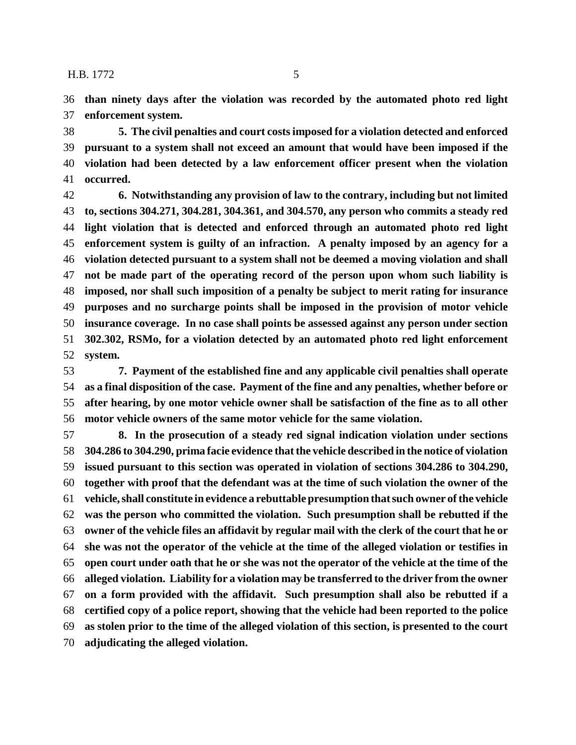**than ninety days after the violation was recorded by the automated photo red light enforcement system.**

**5. The civil penalties and court costs imposed for a violation detected and enforced pursuant to a system shall not exceed an amount that would have been imposed if the violation had been detected by a law enforcement officer present when the violation occurred.**

**6. Notwithstanding any provision of law to the contrary, including but not limited to, sections 304.271, 304.281, 304.361, and 304.570, any person who commits a steady red light violation that is detected and enforced through an automated photo red light enforcement system is guilty of an infraction. A penalty imposed by an agency for a violation detected pursuant to a system shall not be deemed a moving violation and shall not be made part of the operating record of the person upon whom such liability is imposed, nor shall such imposition of a penalty be subject to merit rating for insurance purposes and no surcharge points shall be imposed in the provision of motor vehicle insurance coverage. In no case shall points be assessed against any person under section 302.302, RSMo, for a violation detected by an automated photo red light enforcement system.**

**7. Payment of the established fine and any applicable civil penalties shall operate as a final disposition of the case. Payment of the fine and any penalties, whether before or after hearing, by one motor vehicle owner shall be satisfaction of the fine as to all other motor vehicle owners of the same motor vehicle for the same violation.**

**8. In the prosecution of a steady red signal indication violation under sections 304.286 to 304.290, prima facie evidence that the vehicle described in the notice of violation issued pursuant to this section was operated in violation of sections 304.286 to 304.290, together with proof that the defendant was at the time of such violation the owner of the vehicle, shall constitute in evidence a rebuttable presumption that such owner of the vehicle was the person who committed the violation. Such presumption shall be rebutted if the owner of the vehicle files an affidavit by regular mail with the clerk of the court that he or she was not the operator of the vehicle at the time of the alleged violation or testifies in open court under oath that he or she was not the operator of the vehicle at the time of the alleged violation. Liability for a violation may be transferred to the driver from the owner on a form provided with the affidavit. Such presumption shall also be rebutted if a certified copy of a police report, showing that the vehicle had been reported to the police as stolen prior to the time of the alleged violation of this section, is presented to the court adjudicating the alleged violation.**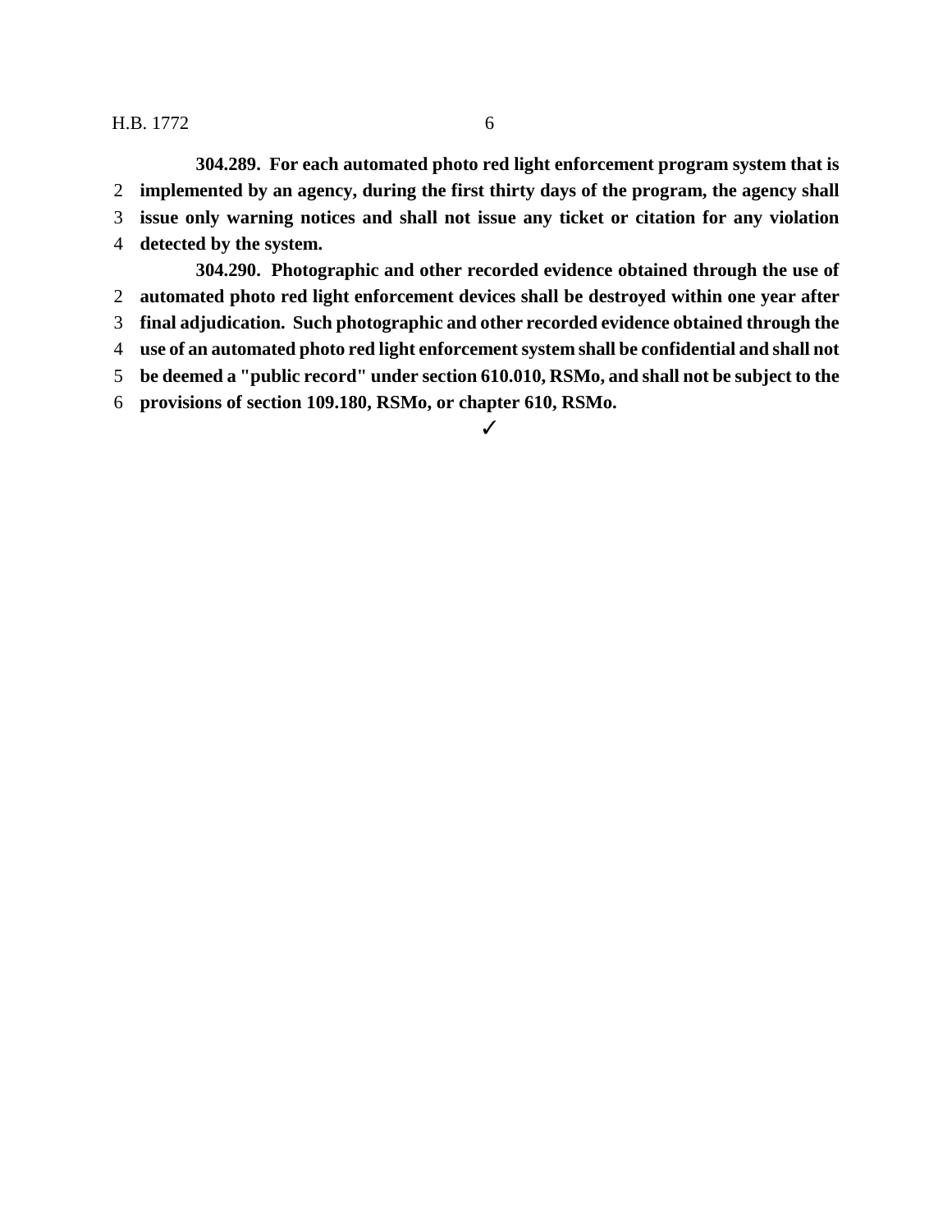**304.289. For each automated photo red light enforcement program system that is implemented by an agency, during the first thirty days of the program, the agency shall issue only warning notices and shall not issue any ticket or citation for any violation detected by the system.**

**304.290. Photographic and other recorded evidence obtained through the use of automated photo red light enforcement devices shall be destroyed within one year after final adjudication. Such photographic and other recorded evidence obtained through the use of an automated photo red light enforcement system shall be confidential and shall not be deemed a "public record" under section 610.010, RSMo, and shall not be subject to the provisions of section 109.180, RSMo, or chapter 610, RSMo.**

✓